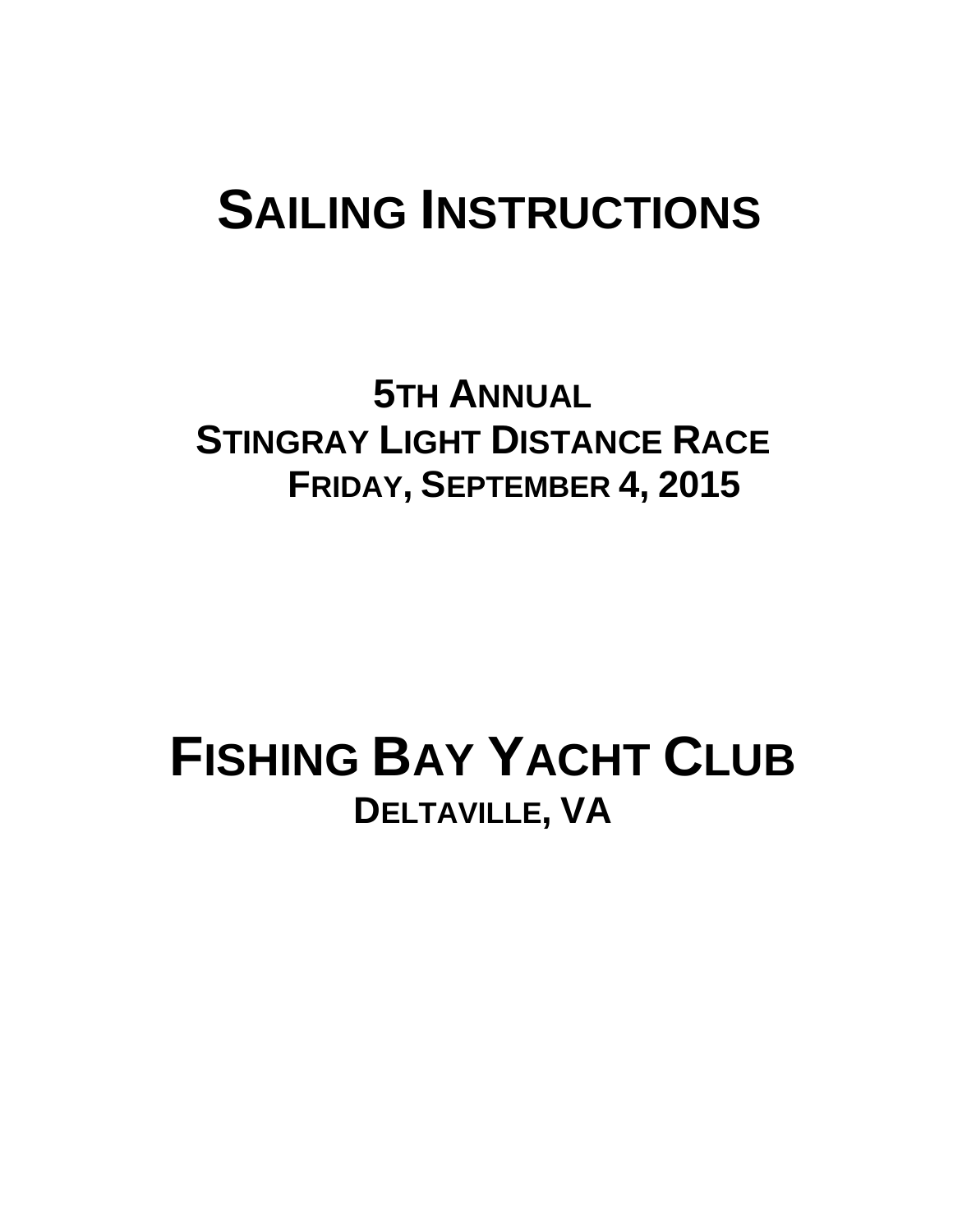# SAILING INSTRUCTIONS

## 5TH ANNUAL
## STINGRAY LIGHT DISTANCE RACE
## FRIDAY, SEPTEMBER 4, 2015

# FISHING BAY YACHT CLUB
## DELTAVILLE, VA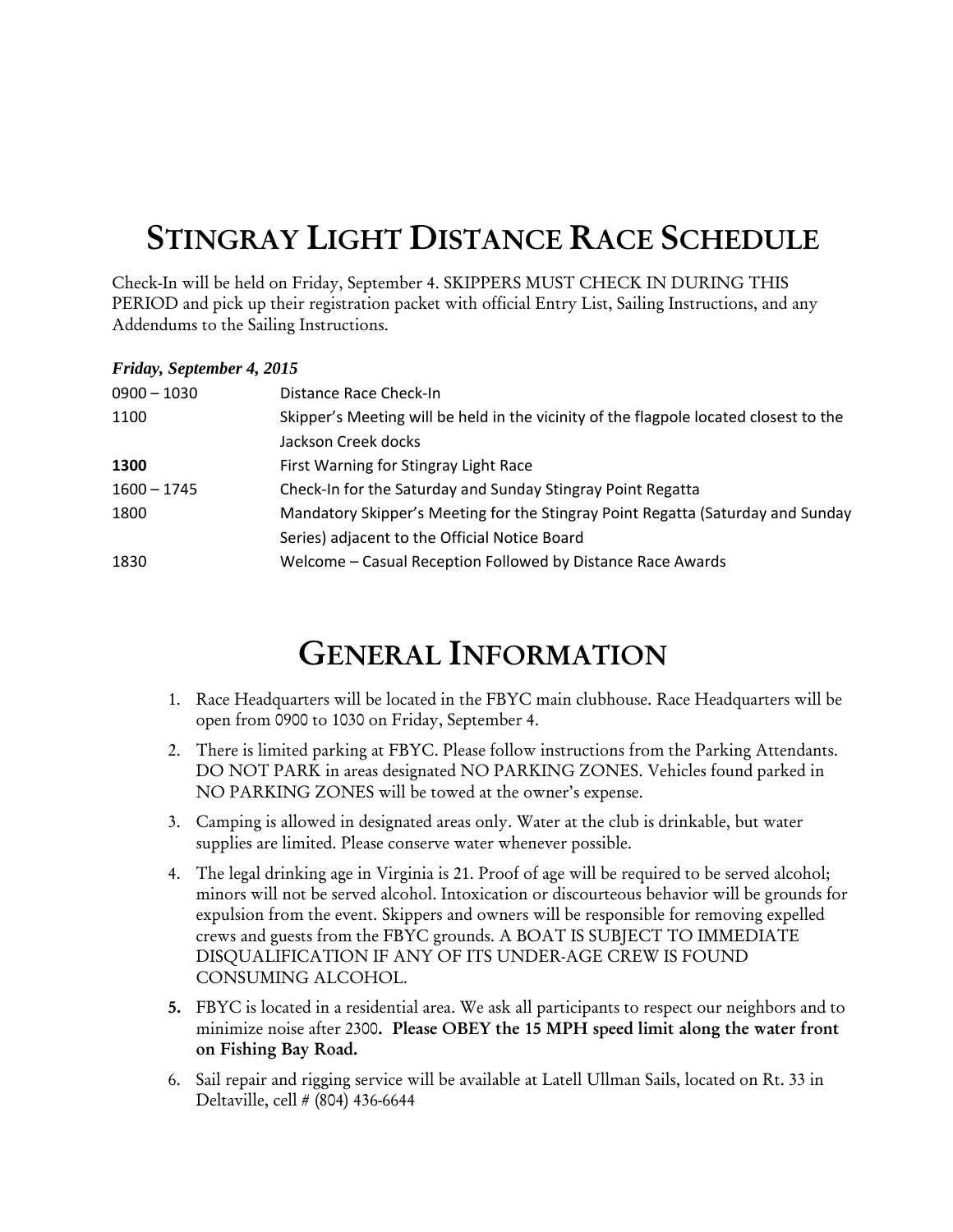# STINGRAY LIGHT DISTANCE RACE SCHEDULE

Check-In will be held on Friday, September 4. SKIPPERS MUST CHECK IN DURING THIS PERIOD and pick up their registration packet with official Entry List, Sailing Instructions, and any Addendums to the Sailing Instructions.

***Friday, September 4, 2015***

| | |
|---|---|
| 0900 – 1030 | Distance Race Check-In |
| 1100 | Skipper's Meeting will be held in the vicinity of the flagpole located closest to the Jackson Creek docks |
| **1300** | First Warning for Stingray Light Race |
| 1600 – 1745 | Check-In for the Saturday and Sunday Stingray Point Regatta |
| 1800 | Mandatory Skipper's Meeting for the Stingray Point Regatta (Saturday and Sunday Series) adjacent to the Official Notice Board |
| 1830 | Welcome – Casual Reception Followed by Distance Race Awards |

# GENERAL INFORMATION

1. Race Headquarters will be located in the FBYC main clubhouse. Race Headquarters will be open from 0900 to 1030 on Friday, September 4.
2. There is limited parking at FBYC. Please follow instructions from the Parking Attendants. DO NOT PARK in areas designated NO PARKING ZONES. Vehicles found parked in NO PARKING ZONES will be towed at the owner's expense.
3. Camping is allowed in designated areas only. Water at the club is drinkable, but water supplies are limited. Please conserve water whenever possible.
4. The legal drinking age in Virginia is 21. Proof of age will be required to be served alcohol; minors will not be served alcohol. Intoxication or discourteous behavior will be grounds for expulsion from the event. Skippers and owners will be responsible for removing expelled crews and guests from the FBYC grounds. A BOAT IS SUBJECT TO IMMEDIATE DISQUALIFICATION IF ANY OF ITS UNDER-AGE CREW IS FOUND CONSUMING ALCOHOL.
5. FBYC is located in a residential area. We ask all participants to respect our neighbors and to minimize noise after 2300**. Please OBEY the 15 MPH speed limit along the water front on Fishing Bay Road.**
6. Sail repair and rigging service will be available at Latell Ullman Sails, located on Rt. 33 in Deltaville, cell # (804) 436-6644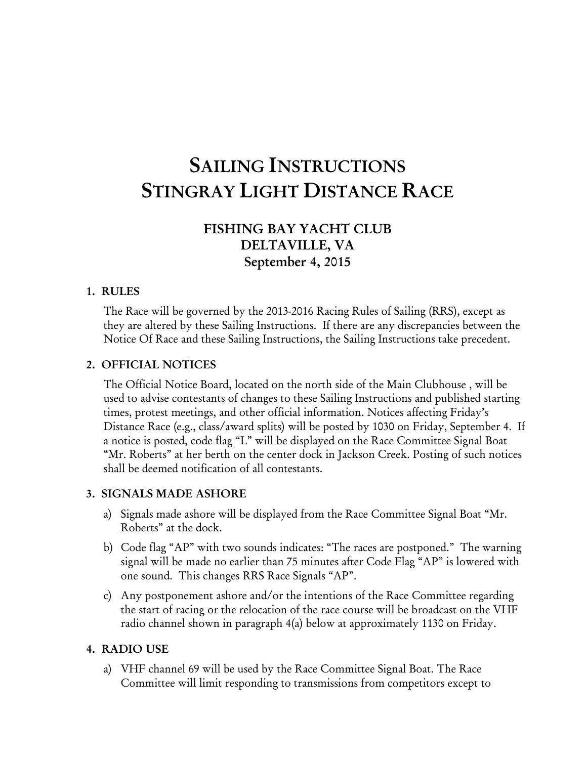# SAILING INSTRUCTIONS
# STINGRAY LIGHT DISTANCE RACE

## FISHING BAY YACHT CLUB
## DELTAVILLE, VA
## September 4, 2015

### 1. RULES

The Race will be governed by the 2013-2016 Racing Rules of Sailing (RRS), except as they are altered by these Sailing Instructions. If there are any discrepancies between the Notice Of Race and these Sailing Instructions, the Sailing Instructions take precedent.

### 2. OFFICIAL NOTICES

The Official Notice Board, located on the north side of the Main Clubhouse , will be used to advise contestants of changes to these Sailing Instructions and published starting times, protest meetings, and other official information. Notices affecting Friday's Distance Race (e.g., class/award splits) will be posted by 1030 on Friday, September 4. If a notice is posted, code flag "L" will be displayed on the Race Committee Signal Boat "Mr. Roberts" at her berth on the center dock in Jackson Creek. Posting of such notices shall be deemed notification of all contestants.

### 3. SIGNALS MADE ASHORE

a) Signals made ashore will be displayed from the Race Committee Signal Boat "Mr. Roberts" at the dock.

b) Code flag "AP" with two sounds indicates: "The races are postponed." The warning signal will be made no earlier than 75 minutes after Code Flag "AP" is lowered with one sound. This changes RRS Race Signals "AP".

c) Any postponement ashore and/or the intentions of the Race Committee regarding the start of racing or the relocation of the race course will be broadcast on the VHF radio channel shown in paragraph 4(a) below at approximately 1130 on Friday.

### 4. RADIO USE

a) VHF channel 69 will be used by the Race Committee Signal Boat. The Race Committee will limit responding to transmissions from competitors except to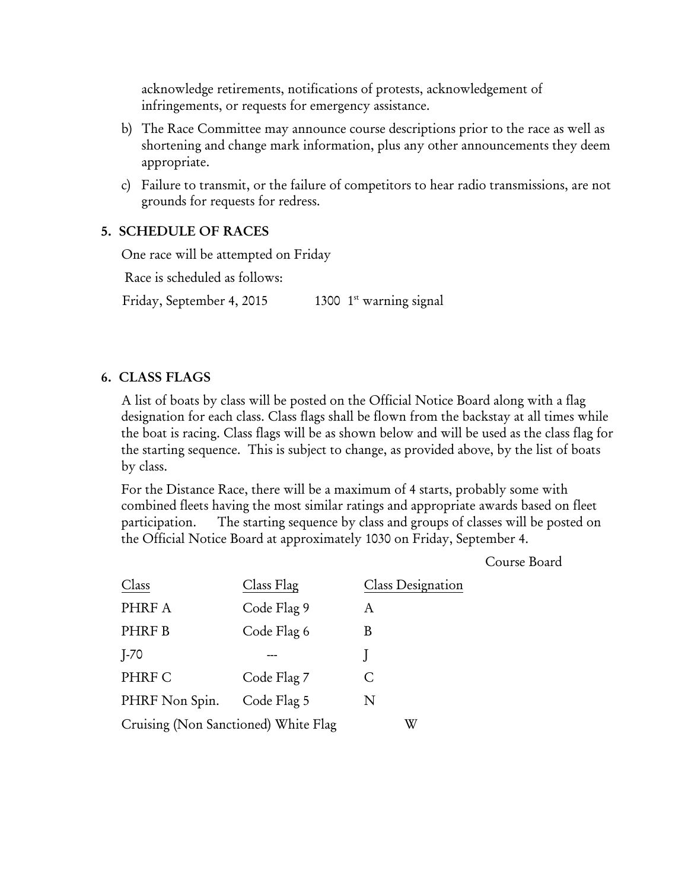acknowledge retirements, notifications of protests, acknowledgement of infringements, or requests for emergency assistance.

b) The Race Committee may announce course descriptions prior to the race as well as shortening and change mark information, plus any other announcements they deem appropriate.

c) Failure to transmit, or the failure of competitors to hear radio transmissions, are not grounds for requests for redress.

## 5. SCHEDULE OF RACES

One race will be attempted on Friday

Race is scheduled as follows:

Friday, September 4, 2015 1300 1st warning signal

## 6. CLASS FLAGS

A list of boats by class will be posted on the Official Notice Board along with a flag designation for each class. Class flags shall be flown from the backstay at all times while the boat is racing. Class flags will be as shown below and will be used as the class flag for the starting sequence. This is subject to change, as provided above, by the list of boats by class.

For the Distance Race, there will be a maximum of 4 starts, probably some with combined fleets having the most similar ratings and appropriate awards based on fleet participation. The starting sequence by class and groups of classes will be posted on the Official Notice Board at approximately 1030 on Friday, September 4.

| Class | Class Flag | Course Board<br>Class Designation |
|---|---|---|
| PHRF A | Code Flag 9 | A |
| PHRF B | Code Flag 6 | B |
| J-70 | --- | J |
| PHRF C | Code Flag 7 | C |
| PHRF Non Spin. | Code Flag 5 | N |
| Cruising (Non Sanctioned) | White Flag | W |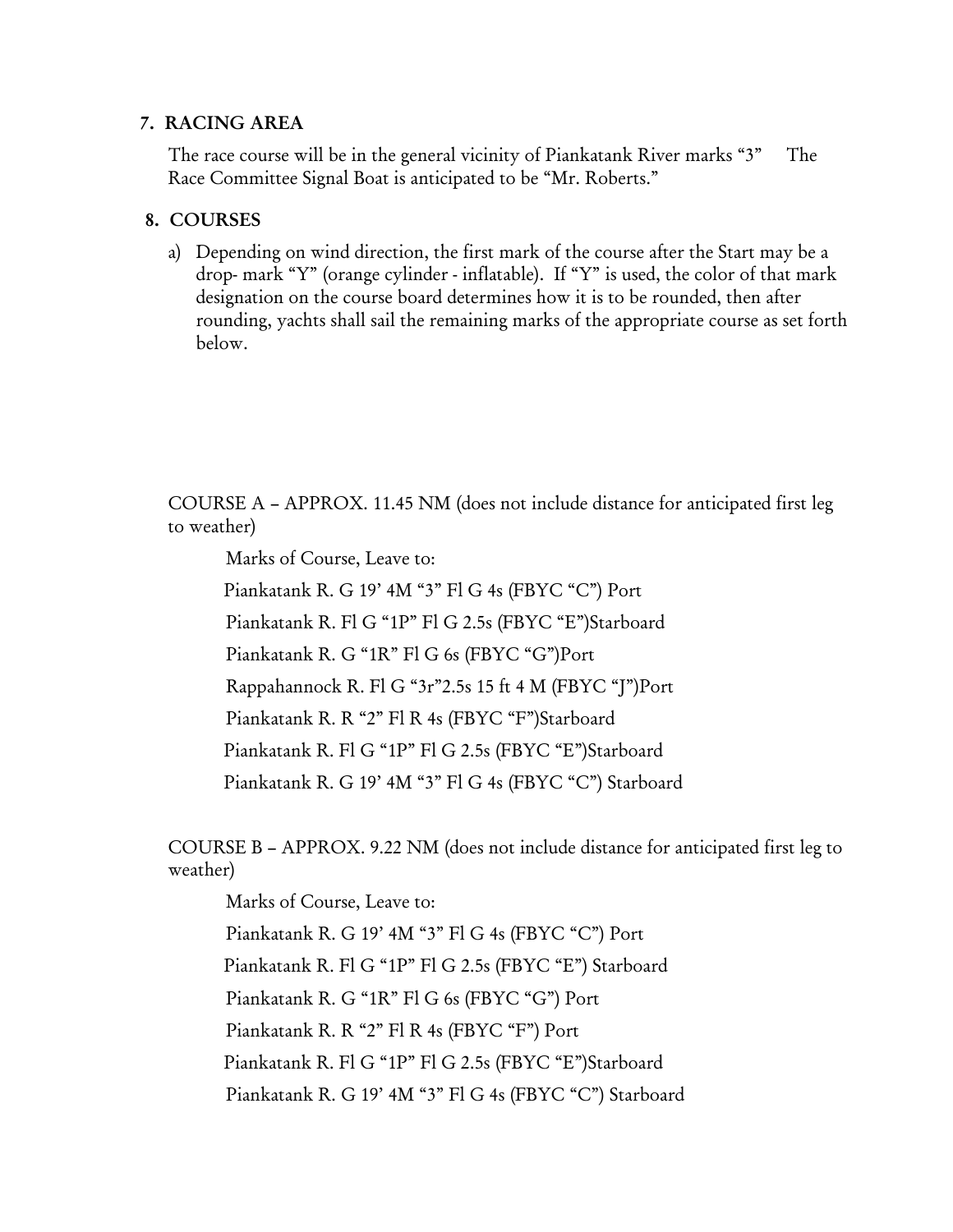## 7. RACING AREA

The race course will be in the general vicinity of Piankatank River marks "3" The Race Committee Signal Boat is anticipated to be "Mr. Roberts."

## 8. COURSES

a) Depending on wind direction, the first mark of the course after the Start may be a drop- mark "Y" (orange cylinder - inflatable). If "Y" is used, the color of that mark designation on the course board determines how it is to be rounded, then after rounding, yachts shall sail the remaining marks of the appropriate course as set forth below.

COURSE A – APPROX. 11.45 NM (does not include distance for anticipated first leg to weather)

Marks of Course, Leave to:

Piankatank R. G 19' 4M "3" Fl G 4s (FBYC "C") Port

Piankatank R. Fl G "1P" Fl G 2.5s (FBYC "E")Starboard

Piankatank R. G "1R" Fl G 6s (FBYC "G")Port

Rappahannock R. Fl G "3r"2.5s 15 ft 4 M (FBYC "J")Port

Piankatank R. R "2" Fl R 4s (FBYC "F")Starboard

Piankatank R. Fl G "1P" Fl G 2.5s (FBYC "E")Starboard

Piankatank R. G 19' 4M "3" Fl G 4s (FBYC "C") Starboard

COURSE B – APPROX. 9.22 NM (does not include distance for anticipated first leg to weather)

Marks of Course, Leave to:

Piankatank R. G 19' 4M "3" Fl G 4s (FBYC "C") Port

Piankatank R. Fl G "1P" Fl G 2.5s (FBYC "E") Starboard

Piankatank R. G "1R" Fl G 6s (FBYC "G") Port

Piankatank R. R "2" Fl R 4s (FBYC "F") Port

Piankatank R. Fl G "1P" Fl G 2.5s (FBYC "E")Starboard

Piankatank R. G 19' 4M "3" Fl G 4s (FBYC "C") Starboard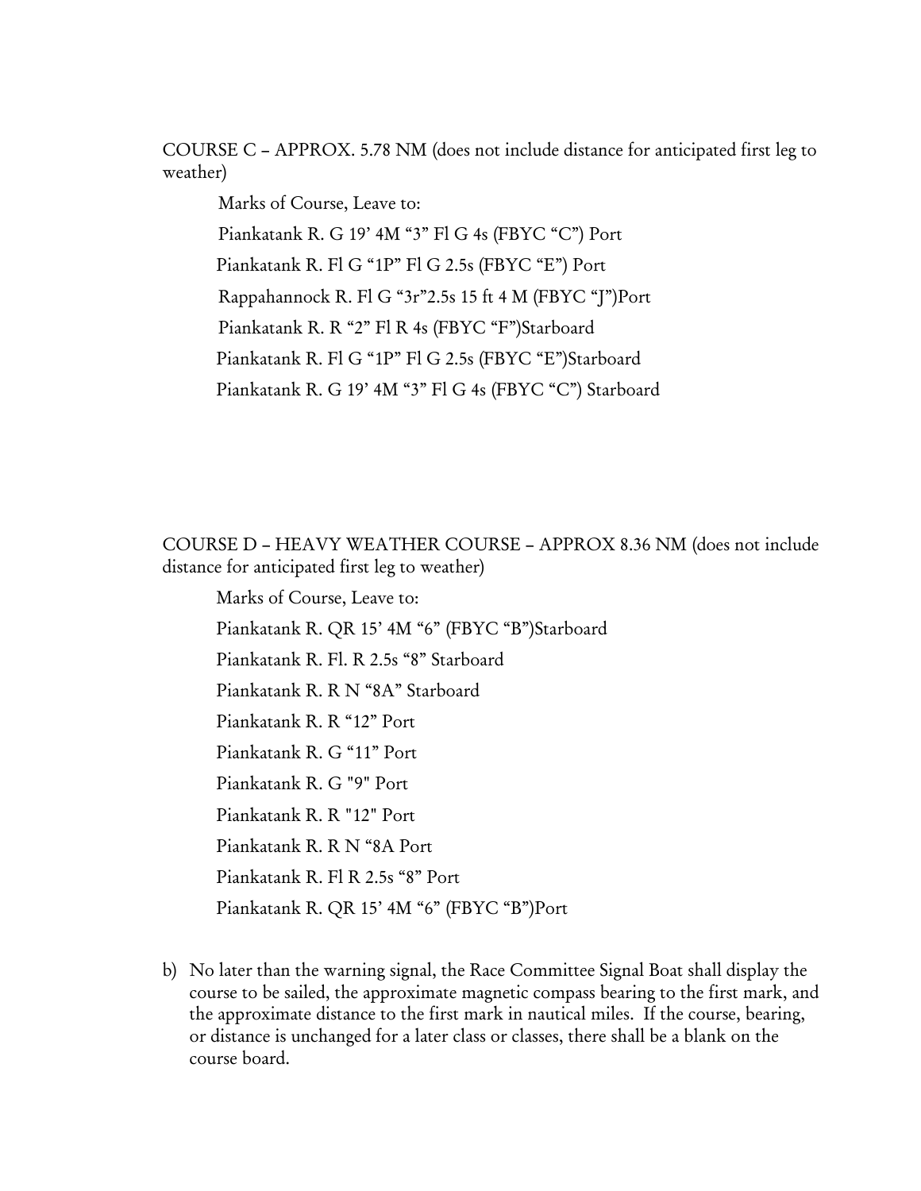COURSE C – APPROX. 5.78 NM (does not include distance for anticipated first leg to weather)

Marks of Course, Leave to:

Piankatank R. G 19' 4M "3" Fl G 4s (FBYC "C") Port

Piankatank R. Fl G "1P" Fl G 2.5s (FBYC "E") Port

Rappahannock R. Fl G "3r"2.5s 15 ft 4 M (FBYC "J")Port

Piankatank R. R "2" Fl R 4s (FBYC "F")Starboard

Piankatank R. Fl G "1P" Fl G 2.5s (FBYC "E")Starboard

Piankatank R. G 19' 4M "3" Fl G 4s (FBYC "C") Starboard

COURSE D – HEAVY WEATHER COURSE – APPROX 8.36 NM (does not include distance for anticipated first leg to weather)

Marks of Course, Leave to:

Piankatank R. QR 15' 4M "6" (FBYC "B")Starboard

Piankatank R. Fl. R 2.5s "8" Starboard

Piankatank R. R N "8A" Starboard

Piankatank R. R "12" Port

Piankatank R. G "11" Port

Piankatank R. G "9" Port

Piankatank R. R "12" Port

Piankatank R. R N "8A Port

Piankatank R. Fl R 2.5s "8" Port

Piankatank R. QR 15' 4M "6" (FBYC "B")Port

b) No later than the warning signal, the Race Committee Signal Boat shall display the course to be sailed, the approximate magnetic compass bearing to the first mark, and the approximate distance to the first mark in nautical miles. If the course, bearing, or distance is unchanged for a later class or classes, there shall be a blank on the course board.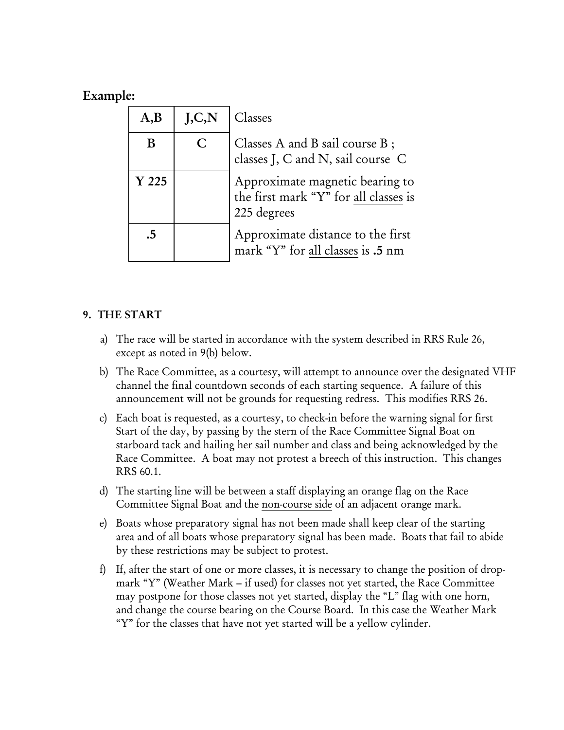**Example:**

| A,B | J,C,N | Classes |
|---|---|---|
| **B** | **C** | Classes A and B sail course B ; classes J, C and N, sail course C |
| **Y 225** | | Approximate magnetic bearing to the first mark "Y" for all classes is 225 degrees |
| **.5** | | Approximate distance to the first mark "Y" for all classes is **.5** nm |

**9. THE START**

a) The race will be started in accordance with the system described in RRS Rule 26, except as noted in 9(b) below.

b) The Race Committee, as a courtesy, will attempt to announce over the designated VHF channel the final countdown seconds of each starting sequence. A failure of this announcement will not be grounds for requesting redress. This modifies RRS 26.

c) Each boat is requested, as a courtesy, to check-in before the warning signal for first Start of the day, by passing by the stern of the Race Committee Signal Boat on starboard tack and hailing her sail number and class and being acknowledged by the Race Committee. A boat may not protest a breech of this instruction. This changes RRS 60.1.

d) The starting line will be between a staff displaying an orange flag on the Race Committee Signal Boat and the non-course side of an adjacent orange mark.

e) Boats whose preparatory signal has not been made shall keep clear of the starting area and of all boats whose preparatory signal has been made. Boats that fail to abide by these restrictions may be subject to protest.

f) If, after the start of one or more classes, it is necessary to change the position of drop-mark "Y" (Weather Mark -- if used) for classes not yet started, the Race Committee may postpone for those classes not yet started, display the "L" flag with one horn, and change the course bearing on the Course Board. In this case the Weather Mark "Y" for the classes that have not yet started will be a yellow cylinder.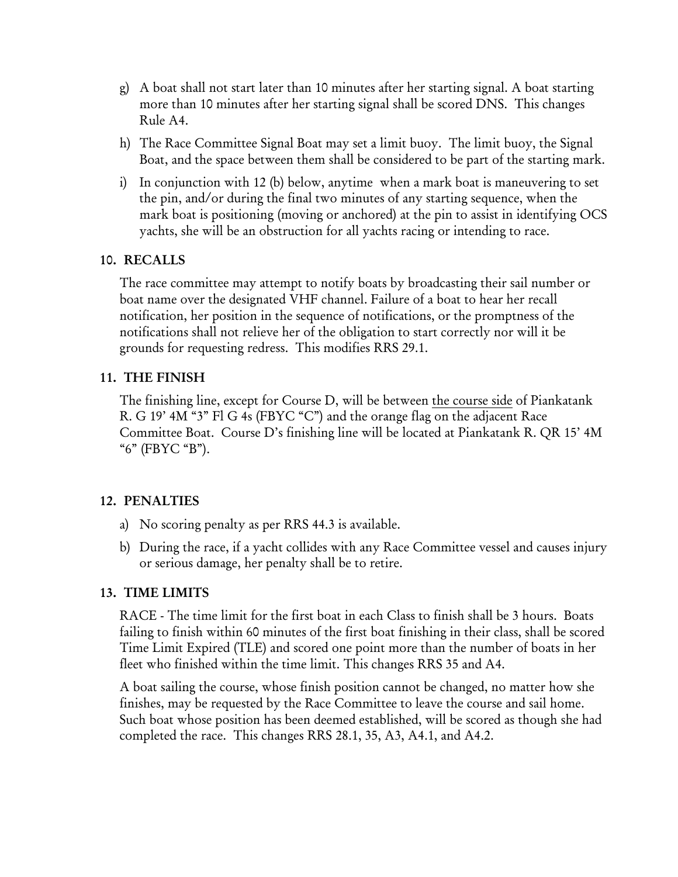g) A boat shall not start later than 10 minutes after her starting signal. A boat starting more than 10 minutes after her starting signal shall be scored DNS. This changes Rule A4.

h) The Race Committee Signal Boat may set a limit buoy. The limit buoy, the Signal Boat, and the space between them shall be considered to be part of the starting mark.

i) In conjunction with 12 (b) below, anytime when a mark boat is maneuvering to set the pin, and/or during the final two minutes of any starting sequence, when the mark boat is positioning (moving or anchored) at the pin to assist in identifying OCS yachts, she will be an obstruction for all yachts racing or intending to race.

## 10. RECALLS

The race committee may attempt to notify boats by broadcasting their sail number or boat name over the designated VHF channel. Failure of a boat to hear her recall notification, her position in the sequence of notifications, or the promptness of the notifications shall not relieve her of the obligation to start correctly nor will it be grounds for requesting redress. This modifies RRS 29.1.

## 11. THE FINISH

The finishing line, except for Course D, will be between <u>the course side</u> of Piankatank R. G 19' 4M "3" Fl G 4s (FBYC "C") and the orange flag on the adjacent Race Committee Boat. Course D's finishing line will be located at Piankatank R. QR 15' 4M "6" (FBYC "B").

## 12. PENALTIES

a) No scoring penalty as per RRS 44.3 is available.

b) During the race, if a yacht collides with any Race Committee vessel and causes injury or serious damage, her penalty shall be to retire.

## 13. TIME LIMITS

RACE - The time limit for the first boat in each Class to finish shall be 3 hours. Boats failing to finish within 60 minutes of the first boat finishing in their class, shall be scored Time Limit Expired (TLE) and scored one point more than the number of boats in her fleet who finished within the time limit. This changes RRS 35 and A4.

A boat sailing the course, whose finish position cannot be changed, no matter how she finishes, may be requested by the Race Committee to leave the course and sail home. Such boat whose position has been deemed established, will be scored as though she had completed the race. This changes RRS 28.1, 35, A3, A4.1, and A4.2.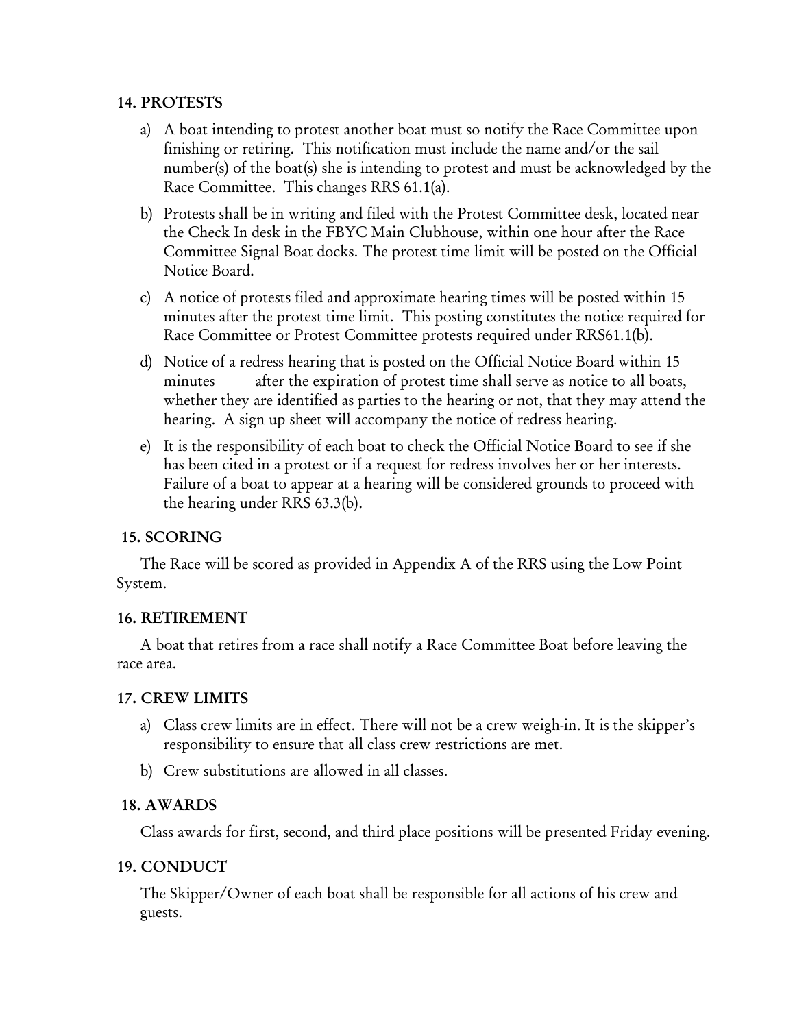## 14. PROTESTS

a) A boat intending to protest another boat must so notify the Race Committee upon finishing or retiring. This notification must include the name and/or the sail number(s) of the boat(s) she is intending to protest and must be acknowledged by the Race Committee. This changes RRS 61.1(a).

b) Protests shall be in writing and filed with the Protest Committee desk, located near the Check In desk in the FBYC Main Clubhouse, within one hour after the Race Committee Signal Boat docks. The protest time limit will be posted on the Official Notice Board.

c) A notice of protests filed and approximate hearing times will be posted within 15 minutes after the protest time limit. This posting constitutes the notice required for Race Committee or Protest Committee protests required under RRS61.1(b).

d) Notice of a redress hearing that is posted on the Official Notice Board within 15 minutes after the expiration of protest time shall serve as notice to all boats, whether they are identified as parties to the hearing or not, that they may attend the hearing. A sign up sheet will accompany the notice of redress hearing.

e) It is the responsibility of each boat to check the Official Notice Board to see if she has been cited in a protest or if a request for redress involves her or her interests. Failure of a boat to appear at a hearing will be considered grounds to proceed with the hearing under RRS 63.3(b).

## 15. SCORING

The Race will be scored as provided in Appendix A of the RRS using the Low Point System.

## 16. RETIREMENT

A boat that retires from a race shall notify a Race Committee Boat before leaving the race area.

## 17. CREW LIMITS

a) Class crew limits are in effect. There will not be a crew weigh-in. It is the skipper's responsibility to ensure that all class crew restrictions are met.

b) Crew substitutions are allowed in all classes.

## 18. AWARDS

Class awards for first, second, and third place positions will be presented Friday evening.

## 19. CONDUCT

The Skipper/Owner of each boat shall be responsible for all actions of his crew and guests.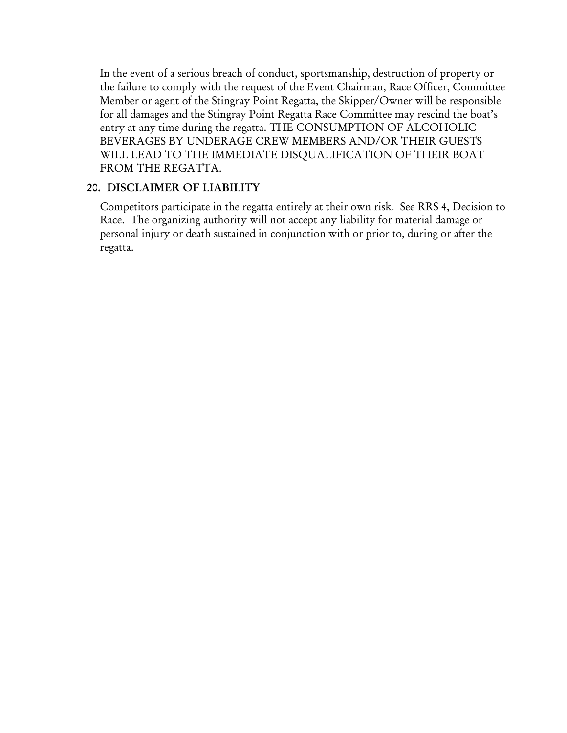In the event of a serious breach of conduct, sportsmanship, destruction of property or the failure to comply with the request of the Event Chairman, Race Officer, Committee Member or agent of the Stingray Point Regatta, the Skipper/Owner will be responsible for all damages and the Stingray Point Regatta Race Committee may rescind the boat's entry at any time during the regatta. THE CONSUMPTION OF ALCOHOLIC BEVERAGES BY UNDERAGE CREW MEMBERS AND/OR THEIR GUESTS WILL LEAD TO THE IMMEDIATE DISQUALIFICATION OF THEIR BOAT FROM THE REGATTA.

## 20. DISCLAIMER OF LIABILITY

Competitors participate in the regatta entirely at their own risk. See RRS 4, Decision to Race. The organizing authority will not accept any liability for material damage or personal injury or death sustained in conjunction with or prior to, during or after the regatta.